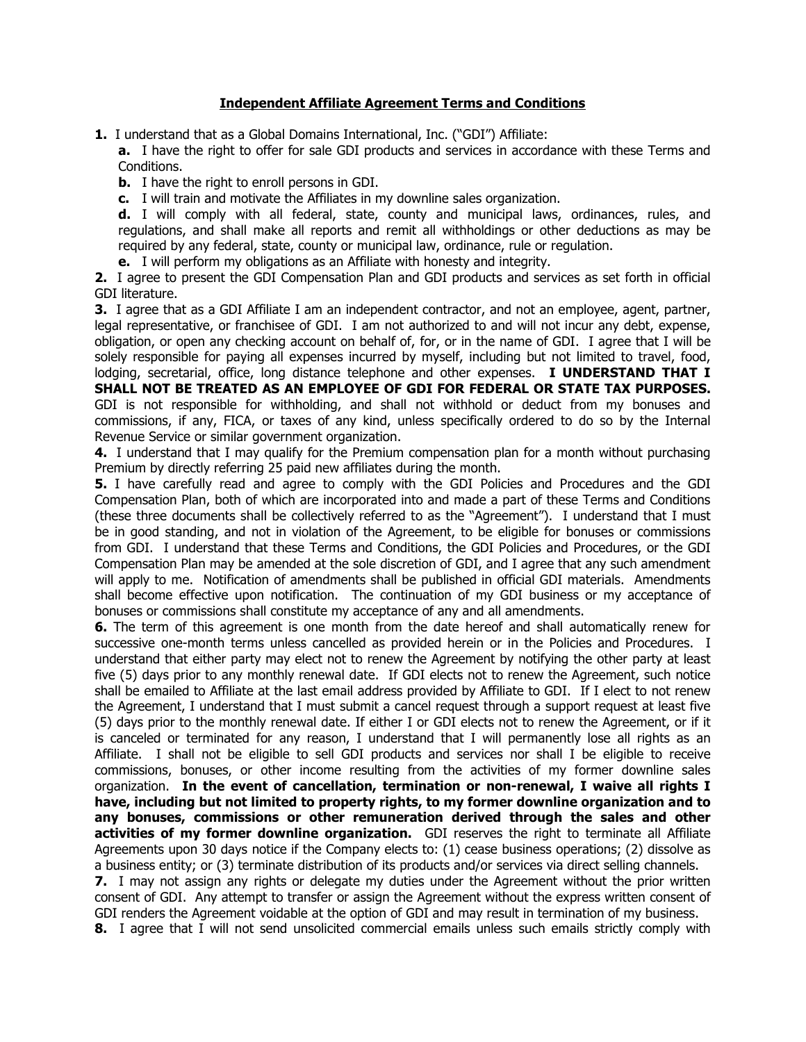# **Independent Affiliate Agreement Terms and Conditions**

**1.** I understand that as a Global Domains International, Inc. ("GDI") Affiliate:

**a.** I have the right to offer for sale GDI products and services in accordance with these Terms and Conditions.

**b.** I have the right to enroll persons in GDI.

**c.** I will train and motivate the Affiliates in my downline sales organization.

**d.** I will comply with all federal, state, county and municipal laws, ordinances, rules, and regulations, and shall make all reports and remit all withholdings or other deductions as may be required by any federal, state, county or municipal law, ordinance, rule or regulation.

**e.** I will perform my obligations as an Affiliate with honesty and integrity.

**2.** I agree to present the GDI Compensation Plan and GDI products and services as set forth in official GDI literature.

**3.** I agree that as a GDI Affiliate I am an independent contractor, and not an employee, agent, partner, legal representative, or franchisee of GDI. I am not authorized to and will not incur any debt, expense, obligation, or open any checking account on behalf of, for, or in the name of GDI. I agree that I will be solely responsible for paying all expenses incurred by myself, including but not limited to travel, food, lodging, secretarial, office, long distance telephone and other expenses. **I UNDERSTAND THAT I SHALL NOT BE TREATED AS AN EMPLOYEE OF GDI FOR FEDERAL OR STATE TAX PURPOSES.** GDI is not responsible for withholding, and shall not withhold or deduct from my bonuses and commissions, if any, FICA, or taxes of any kind, unless specifically ordered to do so by the Internal Revenue Service or similar government organization.

**4.** I understand that I may qualify for the Premium compensation plan for a month without purchasing Premium by directly referring 25 paid new affiliates during the month.

**5.** I have carefully read and agree to comply with the GDI Policies and Procedures and the GDI Compensation Plan, both of which are incorporated into and made a part of these Terms and Conditions (these three documents shall be collectively referred to as the "Agreement"). I understand that I must be in good standing, and not in violation of the Agreement, to be eligible for bonuses or commissions from GDI. I understand that these Terms and Conditions, the GDI Policies and Procedures, or the GDI Compensation Plan may be amended at the sole discretion of GDI, and I agree that any such amendment will apply to me. Notification of amendments shall be published in official GDI materials. Amendments shall become effective upon notification. The continuation of my GDI business or my acceptance of bonuses or commissions shall constitute my acceptance of any and all amendments.

**6.** The term of this agreement is one month from the date hereof and shall automatically renew for successive one-month terms unless cancelled as provided herein or in the Policies and Procedures. I understand that either party may elect not to renew the Agreement by notifying the other party at least five (5) days prior to any monthly renewal date. If GDI elects not to renew the Agreement, such notice shall be emailed to Affiliate at the last email address provided by Affiliate to GDI. If I elect to not renew the Agreement, I understand that I must submit a cancel request through a support request at least five (5) days prior to the monthly renewal date. If either I or GDI elects not to renew the Agreement, or if it is canceled or terminated for any reason, I understand that I will permanently lose all rights as an Affiliate. I shall not be eligible to sell GDI products and services nor shall I be eligible to receive commissions, bonuses, or other income resulting from the activities of my former downline sales organization. **In the event of cancellation, termination or non-renewal, I waive all rights I have, including but not limited to property rights, to my former downline organization and to any bonuses, commissions or other remuneration derived through the sales and other activities of my former downline organization.** GDI reserves the right to terminate all Affiliate Agreements upon 30 days notice if the Company elects to: (1) cease business operations; (2) dissolve as a business entity; or (3) terminate distribution of its products and/or services via direct selling channels.

**7.** I may not assign any rights or delegate my duties under the Agreement without the prior written consent of GDI. Any attempt to transfer or assign the Agreement without the express written consent of GDI renders the Agreement voidable at the option of GDI and may result in termination of my business.

**8.** I agree that I will not send unsolicited commercial emails unless such emails strictly comply with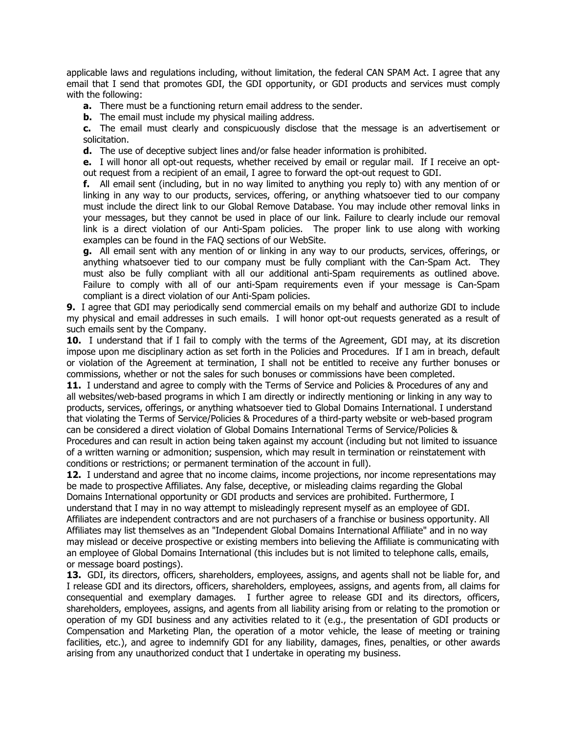applicable laws and regulations including, without limitation, the federal CAN SPAM Act. I agree that any email that I send that promotes GDI, the GDI opportunity, or GDI products and services must comply with the following:

**a.** There must be a functioning return email address to the sender.

**b.** The email must include my physical mailing address.

**c.** The email must clearly and conspicuously disclose that the message is an advertisement or solicitation.

**d.** The use of deceptive subject lines and/or false header information is prohibited.

**e.** I will honor all opt-out requests, whether received by email or regular mail. If I receive an opt-out request from a recipient of an email, I agree to forward the opt-out request to GDI.

**f.** All email sent (including, but in no way limited to anything you reply to) with any mention of or linking in any way to our products, services, offering, or anything whatsoever tied to our company must include the direct link to our Global Remove Database. You may include other removal links in your messages, but they cannot be used in place of our link. Failure to clearly include our removal link is a direct violation of our Anti-Spam policies. The proper link to use along with working examples can be found in the FAQ sections of our WebSite.

**g.** All email sent with any mention of or linking in any way to our products, services, offerings, or anything whatsoever tied to our company must be fully compliant with the Can-Spam Act. They must also be fully compliant with all our additional anti-Spam requirements as outlined above. Failure to comply with all of our anti-Spam requirements even if your message is Can-Spam compliant is a direct violation of our Anti-Spam policies.

**9.** I agree that GDI may periodically send commercial emails on my behalf and authorize GDI to include my physical and email addresses in such emails. I will honor opt-out requests generated as a result of such emails sent by the Company.

**10.** I understand that if I fail to comply with the terms of the Agreement, GDI may, at its discretion impose upon me disciplinary action as set forth in the Policies and Procedures. If I am in breach, default or violation of the Agreement at termination, I shall not be entitled to receive any further bonuses or commissions, whether or not the sales for such bonuses or commissions have been completed.

**11.** I understand and agree to comply with the Terms of Service and Policies & Procedures of any and all websites/web-based programs in which I am directly or indirectly mentioning or linking in any way to products, services, offerings, or anything whatsoever tied to Global Domains International. I understand that violating the Terms of Service/Policies & Procedures of a third-party website or web-based program can be considered a direct violation of Global Domains International Terms of Service/Policies & Procedures and can result in action being taken against my account (including but not limited to issuance of a written warning or admonition; suspension, which may result in termination or reinstatement with conditions or restrictions; or permanent termination of the account in full).

**12.** I understand and agree that no income claims, income projections, nor income representations may be made to prospective Affiliates. Any false, deceptive, or misleading claims regarding the Global Domains International opportunity or GDI products and services are prohibited. Furthermore, I understand that I may in no way attempt to misleadingly represent myself as an employee of GDI. Affiliates are independent contractors and are not purchasers of a franchise or business opportunity. All Affiliates may list themselves as an "Independent Global Domains International Affiliate" and in no way may mislead or deceive prospective or existing members into believing the Affiliate is communicating with an employee of Global Domains International (this includes but is not limited to telephone calls, emails, or message board postings).

**13.** GDI, its directors, officers, shareholders, employees, assigns, and agents shall not be liable for, and I release GDI and its directors, officers, shareholders, employees, assigns, and agents from, all claims for consequential and exemplary damages. I further agree to release GDI and its directors, officers, shareholders, employees, assigns, and agents from all liability arising from or relating to the promotion or operation of my GDI business and any activities related to it (e.g., the presentation of GDI products or Compensation and Marketing Plan, the operation of a motor vehicle, the lease of meeting or training facilities, etc.), and agree to indemnify GDI for any liability, damages, fines, penalties, or other awards arising from any unauthorized conduct that I undertake in operating my business.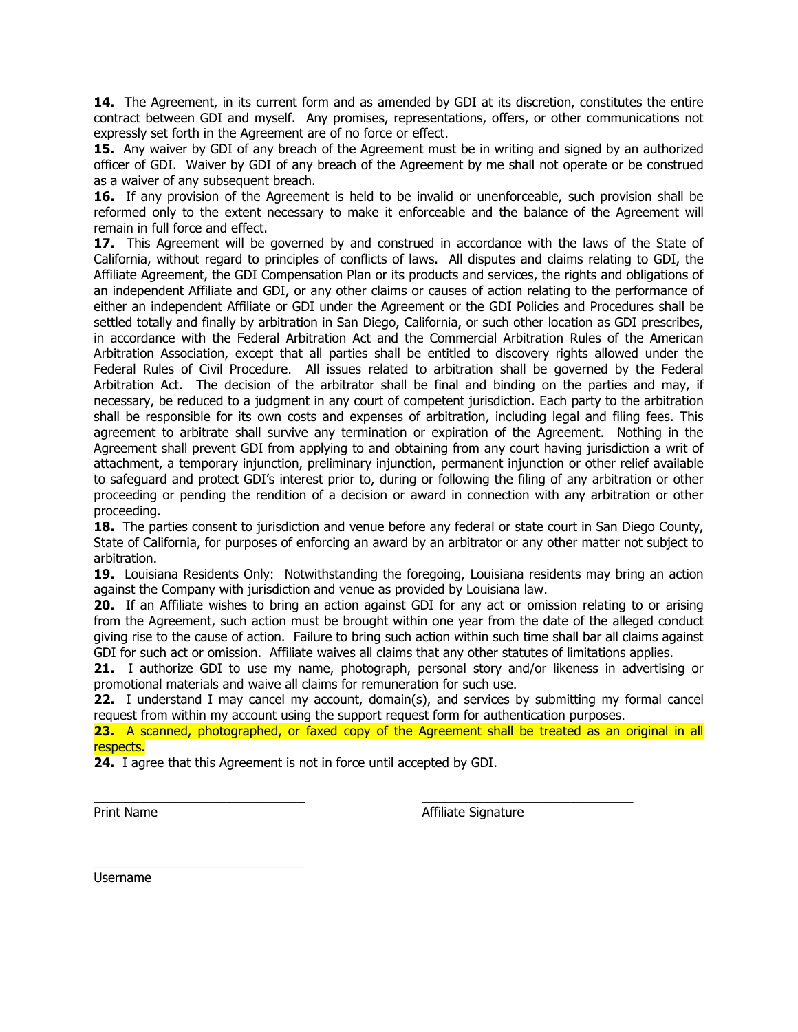**14.** The Agreement, in its current form and as amended by GDI at its discretion, constitutes the entire contract between GDI and myself. Any promises, representations, offers, or other communications not expressly set forth in the Agreement are of no force or effect.

**15.** Any waiver by GDI of any breach of the Agreement must be in writing and signed by an authorized officer of GDI. Waiver by GDI of any breach of the Agreement by me shall not operate or be construed as a waiver of any subsequent breach.

**16.** If any provision of the Agreement is held to be invalid or unenforceable, such provision shall be reformed only to the extent necessary to make it enforceable and the balance of the Agreement will remain in full force and effect.

**17.** This Agreement will be governed by and construed in accordance with the laws of the State of California, without regard to principles of conflicts of laws. All disputes and claims relating to GDI, the Affiliate Agreement, the GDI Compensation Plan or its products and services, the rights and obligations of an independent Affiliate and GDI, or any other claims or causes of action relating to the performance of either an independent Affiliate or GDI under the Agreement or the GDI Policies and Procedures shall be settled totally and finally by arbitration in San Diego, California, or such other location as GDI prescribes, in accordance with the Federal Arbitration Act and the Commercial Arbitration Rules of the American Arbitration Association, except that all parties shall be entitled to discovery rights allowed under the Federal Rules of Civil Procedure. All issues related to arbitration shall be governed by the Federal Arbitration Act. The decision of the arbitrator shall be final and binding on the parties and may, if necessary, be reduced to a judgment in any court of competent jurisdiction. Each party to the arbitration shall be responsible for its own costs and expenses of arbitration, including legal and filing fees. This agreement to arbitrate shall survive any termination or expiration of the Agreement. Nothing in the Agreement shall prevent GDI from applying to and obtaining from any court having jurisdiction a writ of attachment, a temporary injunction, preliminary injunction, permanent injunction or other relief available to safeguard and protect GDI's interest prior to, during or following the filing of any arbitration or other proceeding or pending the rendition of a decision or award in connection with any arbitration or other proceeding.

**18.** The parties consent to jurisdiction and venue before any federal or state court in San Diego County, State of California, for purposes of enforcing an award by an arbitrator or any other matter not subject to arbitration.

**19.** Louisiana Residents Only: Notwithstanding the foregoing, Louisiana residents may bring an action against the Company with jurisdiction and venue as provided by Louisiana law.

**20.** If an Affiliate wishes to bring an action against GDI for any act or omission relating to or arising from the Agreement, such action must be brought within one year from the date of the alleged conduct giving rise to the cause of action. Failure to bring such action within such time shall bar all claims against GDI for such act or omission. Affiliate waives all claims that any other statutes of limitations applies.

**21.** I authorize GDI to use my name, photograph, personal story and/or likeness in advertising or promotional materials and waive all claims for remuneration for such use.

**22.** I understand I may cancel my account, domain(s), and services by submitting my formal cancel request from within my account using the support request form for authentication purposes.

**23.** A scanned, photographed, or faxed copy of the Agreement shall be treated as an original in all respects.

**24.** I agree that this Agreement is not in force until accepted by GDI.

\_\_\_\_\_\_\_\_\_\_\_\_\_\_\_\_\_\_\_\_\_\_\_\_\_\_\_\_\_\_
Print Name

\_\_\_\_\_\_\_\_\_\_\_\_\_\_\_\_\_\_\_\_\_\_\_\_\_\_\_\_\_\_
Affiliate Signature

\_\_\_\_\_\_\_\_\_\_\_\_\_\_\_\_\_\_\_\_\_\_\_\_\_\_\_\_\_\_
Username